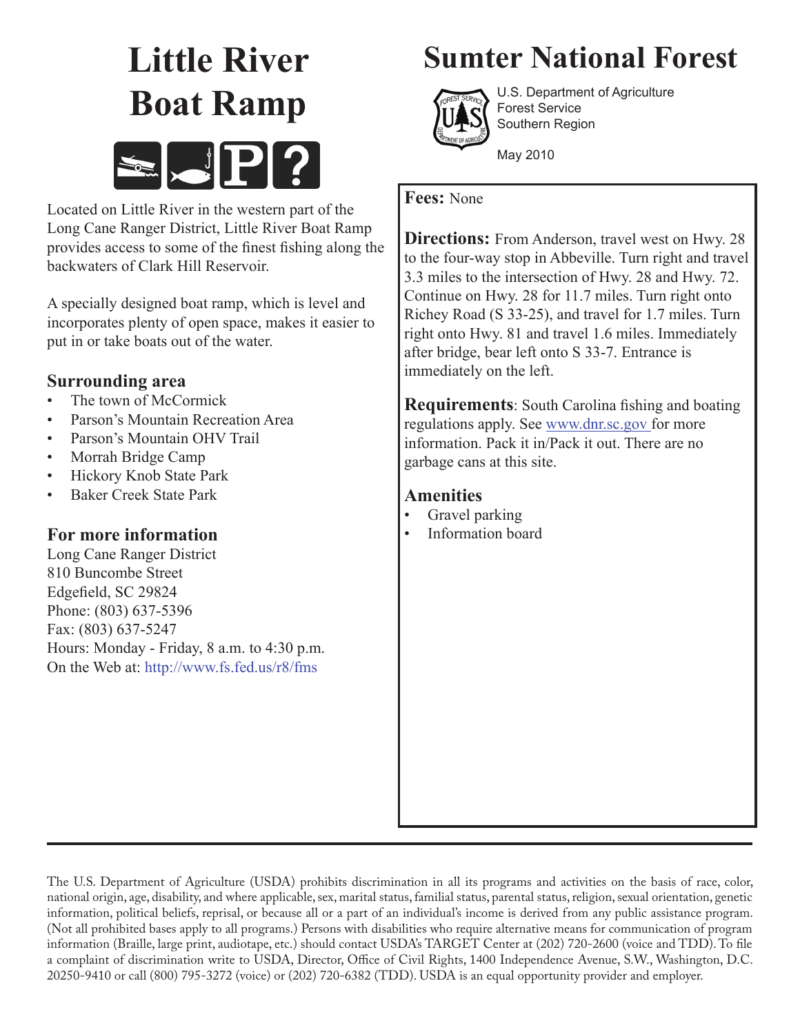# Little River Boat Ramp

# Sumter National Forest

U.S. Department of Agriculture
Forest Service
Southern Region

May 2010

Located on Little River in the western part of the Long Cane Ranger District, Little River Boat Ramp provides access to some of the finest fishing along the backwaters of Clark Hill Reservoir.

A specially designed boat ramp, which is level and incorporates plenty of open space, makes it easier to put in or take boats out of the water.

## Surrounding area

- The town of McCormick
- Parson's Mountain Recreation Area
- Parson's Mountain OHV Trail
- Morrah Bridge Camp
- Hickory Knob State Park
- Baker Creek State Park

## For more information

Long Cane Ranger District
810 Buncombe Street
Edgefield, SC 29824
Phone: (803) 637-5396
Fax: (803) 637-5247
Hours: Monday - Friday, 8 a.m. to 4:30 p.m.
On the Web at: http://www.fs.fed.us/r8/fms

**Fees:** None

**Directions:** From Anderson, travel west on Hwy. 28 to the four-way stop in Abbeville. Turn right and travel 3.3 miles to the intersection of Hwy. 28 and Hwy. 72. Continue on Hwy. 28 for 11.7 miles. Turn right onto Richey Road (S 33-25), and travel for 1.7 miles. Turn right onto Hwy. 81 and travel 1.6 miles. Immediately after bridge, bear left onto S 33-7. Entrance is immediately on the left.

**Requirements**: South Carolina fishing and boating regulations apply. See www.dnr.sc.gov for more information. Pack it in/Pack it out. There are no garbage cans at this site.

## Amenities

- Gravel parking
- Information board

The U.S. Department of Agriculture (USDA) prohibits discrimination in all its programs and activities on the basis of race, color, national origin, age, disability, and where applicable, sex, marital status, familial status, parental status, religion, sexual orientation, genetic information, political beliefs, reprisal, or because all or a part of an individual's income is derived from any public assistance program. (Not all prohibited bases apply to all programs.) Persons with disabilities who require alternative means for communication of program information (Braille, large print, audiotape, etc.) should contact USDA's TARGET Center at (202) 720-2600 (voice and TDD). To file a complaint of discrimination write to USDA, Director, Office of Civil Rights, 1400 Independence Avenue, S.W., Washington, D.C. 20250-9410 or call (800) 795-3272 (voice) or (202) 720-6382 (TDD). USDA is an equal opportunity provider and employer.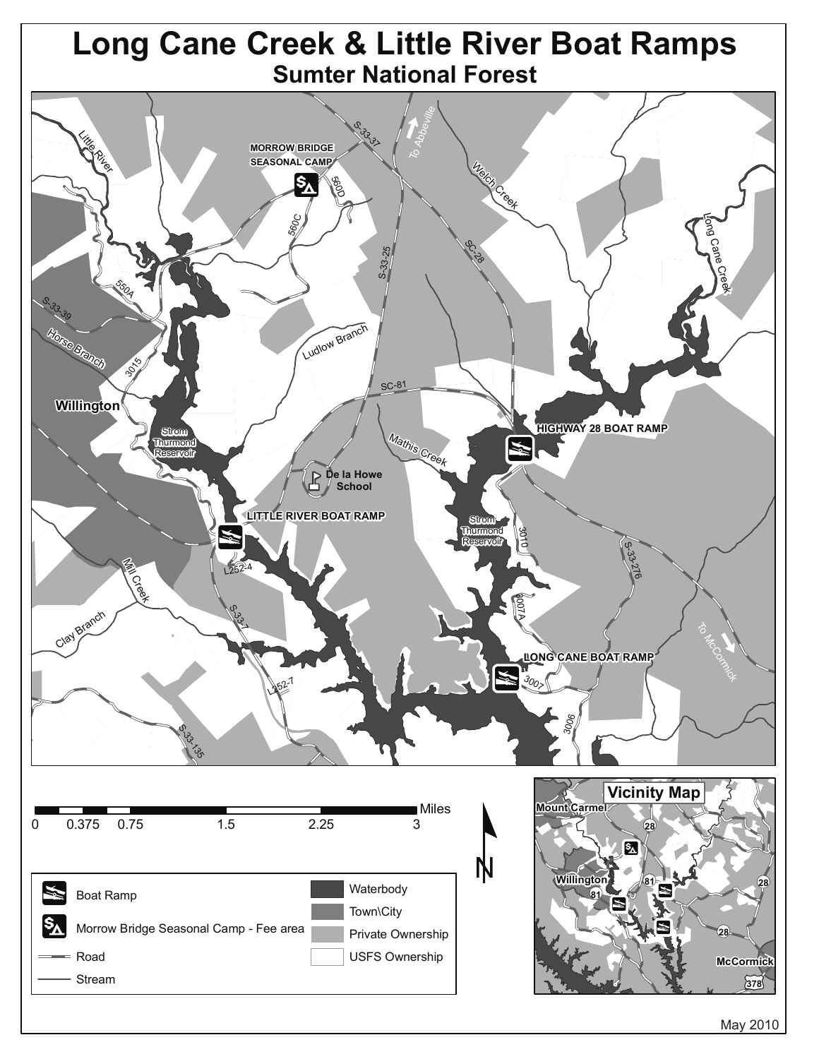# Long Cane Creek & Little River Boat Ramps

## Sumter National Forest

MORROW BRIDGE SEASONAL CAMP

HIGHWAY 28 BOAT RAMP

LITTLE RIVER BOAT RAMP

LONG CANE BOAT RAMP

Willington

De la Howe School

Strom Thurmond Reservoir

Strom Thurmond Reservoir

Little River

Welch Creek

Long Cane Creek

Ludlow Branch

Horse Branch

Mathis Creek

Mill Creek

Clay Branch

To Abbeville

To McCormick

S-33-37

S-33-25

SC-28

SC-81

S-33-39

S-33-7

S-33-135

S-33-276

550A

560C

560D

3015

3010

3007A

3007

3006

L252-4

L252-7

Miles

0 0.375 0.75 1.5 2.25 3

N

Boat Ramp

Morrow Bridge Seasonal Camp - Fee area

Road

Stream

Waterbody

Town\City

Private Ownership

USFS Ownership

Vicinity Map

Mount Carmel

Willington

McCormick

28

81

378

May 2010